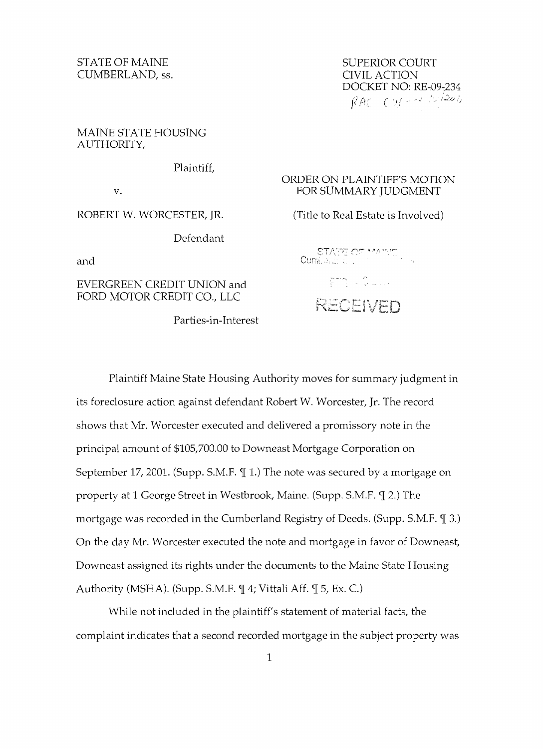STATE OF MAINE
CUMBERLAND, ss.

SUPERIOR COURT
CIVIL ACTION
DOCKET NO: RE-09-234

MAINE STATE HOUSING AUTHORITY,

Plaintiff,

v.

ROBERT W. WORCESTER, JR.

Defendant

and

EVERGREEN CREDIT UNION and FORD MOTOR CREDIT CO., LLC

Parties-in-Interest

ORDER ON PLAINTIFF'S MOTION FOR SUMMARY JUDGMENT

(Title to Real Estate is Involved)

RECEIVED

Plaintiff Maine State Housing Authority moves for summary judgment in its foreclosure action against defendant Robert W. Worcester, Jr. The record shows that Mr. Worcester executed and delivered a promissory note in the principal amount of $105,700.00 to Downeast Mortgage Corporation on September 17, 2001. (Supp. S.M.F. ¶ 1.) The note was secured by a mortgage on property at 1 George Street in Westbrook, Maine. (Supp. S.M.F. ¶ 2.) The mortgage was recorded in the Cumberland Registry of Deeds. (Supp. S.M.F. ¶ 3.) On the day Mr. Worcester executed the note and mortgage in favor of Downeast, Downeast assigned its rights under the documents to the Maine State Housing Authority (MSHA). (Supp. S.M.F. ¶ 4; Vittali Aff. ¶ 5, Ex. C.)

While not included in the plaintiff's statement of material facts, the complaint indicates that a second recorded mortgage in the subject property was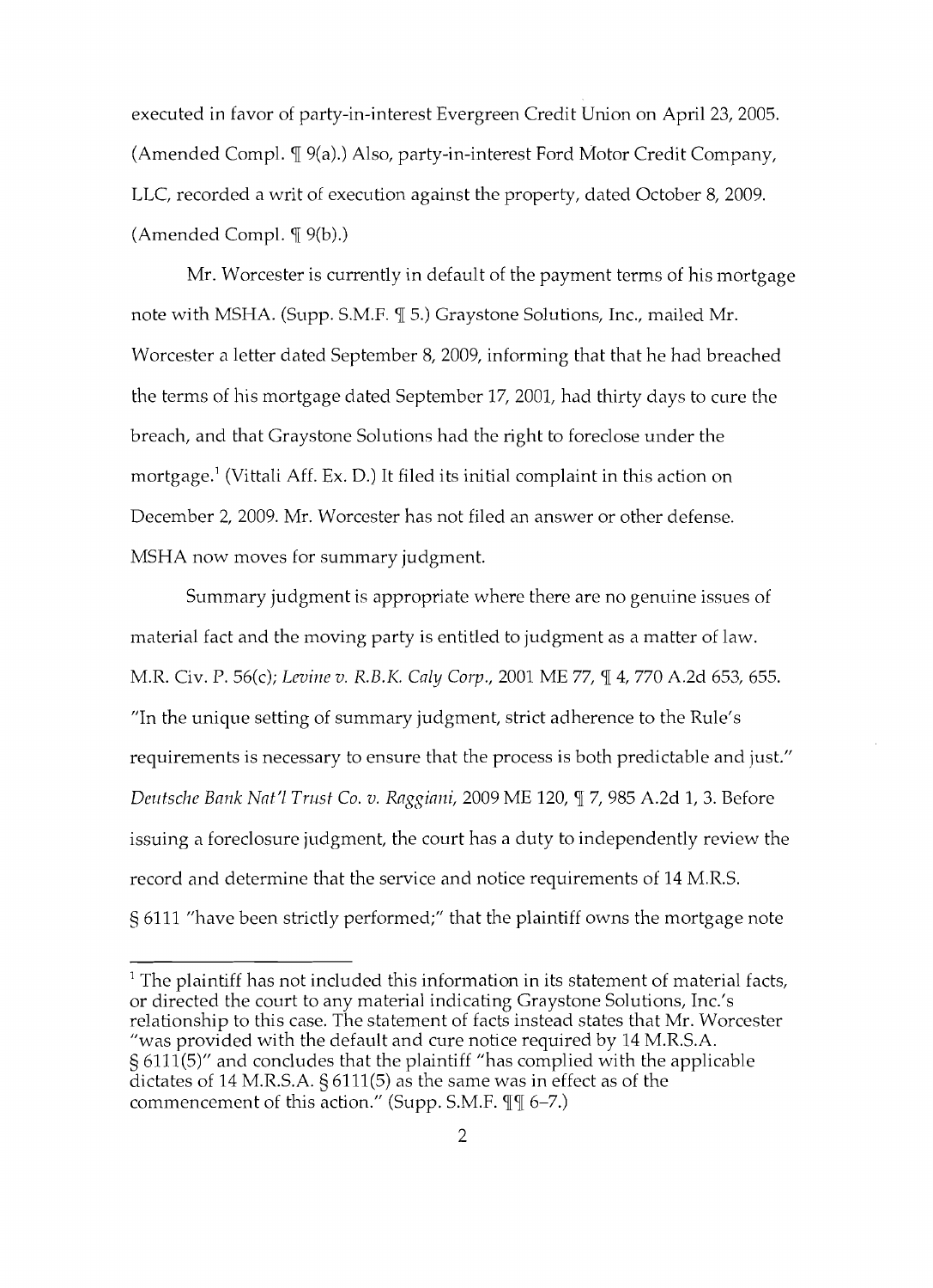executed in favor of party-in-interest Evergreen Credit Union on April 23, 2005. (Amended Compl. ¶ 9(a).) Also, party-in-interest Ford Motor Credit Company, LLC, recorded a writ of execution against the property, dated October 8, 2009. (Amended Compl. ¶ 9(b).)

Mr. Worcester is currently in default of the payment terms of his mortgage note with MSHA. (Supp. S.M.F. ¶ 5.) Graystone Solutions, Inc., mailed Mr. Worcester a letter dated September 8, 2009, informing that that he had breached the terms of his mortgage dated September 17, 2001, had thirty days to cure the breach, and that Graystone Solutions had the right to foreclose under the mortgage.[1] (Vittali Aff. Ex. D.) It filed its initial complaint in this action on December 2, 2009. Mr. Worcester has not filed an answer or other defense. MSHA now moves for summary judgment.

Summary judgment is appropriate where there are no genuine issues of material fact and the moving party is entitled to judgment as a matter of law. M.R. Civ. P. 56(c); *Levine v. R.B.K. Caly Corp.*, 2001 ME 77, ¶ 4, 770 A.2d 653, 655. "In the unique setting of summary judgment, strict adherence to the Rule's requirements is necessary to ensure that the process is both predictable and just." *Deutsche Bank Nat'l Trust Co. v. Raggiani*, 2009 ME 120, ¶ 7, 985 A.2d 1, 3. Before issuing a foreclosure judgment, the court has a duty to independently review the record and determine that the service and notice requirements of 14 M.R.S. § 6111 "have been strictly performed;" that the plaintiff owns the mortgage note

---

[1] The plaintiff has not included this information in its statement of material facts, or directed the court to any material indicating Graystone Solutions, Inc.'s relationship to this case. The statement of facts instead states that Mr. Worcester "was provided with the default and cure notice required by 14 M.R.S.A. § 6111(5)" and concludes that the plaintiff "has complied with the applicable dictates of 14 M.R.S.A. § 6111(5) as the same was in effect as of the commencement of this action." (Supp. S.M.F. ¶¶ 6–7.)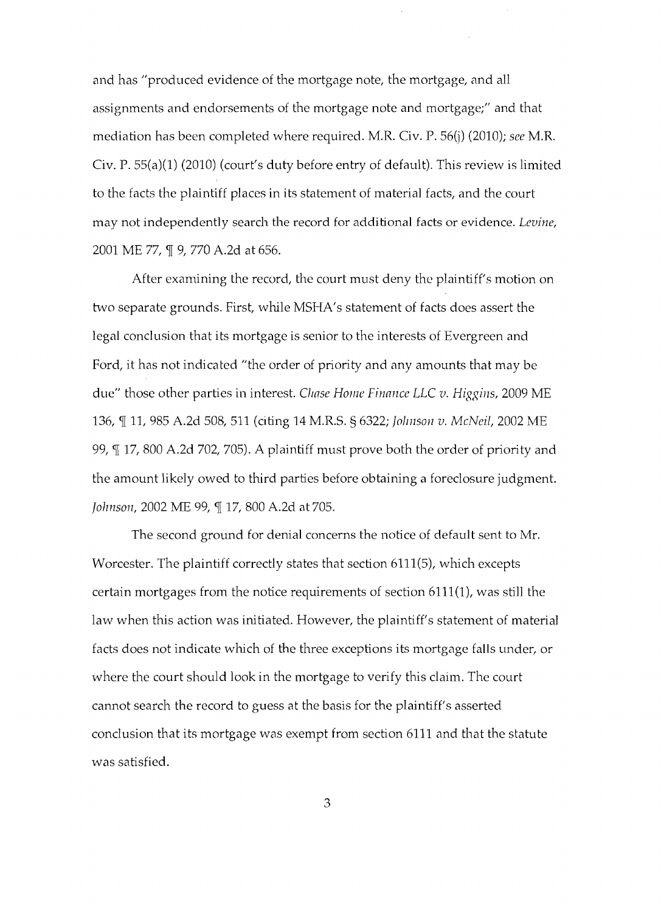and has "produced evidence of the mortgage note, the mortgage, and all assignments and endorsements of the mortgage note and mortgage;" and that mediation has been completed where required. M.R. Civ. P. 56(j) (2010); *see* M.R. Civ. P. 55(a)(1) (2010) (court's duty before entry of default). This review is limited to the facts the plaintiff places in its statement of material facts, and the court may not independently search the record for additional facts or evidence. *Levine*, 2001 ME 77, ¶ 9, 770 A.2d at 656.

After examining the record, the court must deny the plaintiff's motion on two separate grounds. First, while MSHA's statement of facts does assert the legal conclusion that its mortgage is senior to the interests of Evergreen and Ford, it has not indicated "the order of priority and any amounts that may be due" those other parties in interest. *Chase Home Finance LLC v. Higgins*, 2009 ME 136, ¶ 11, 985 A.2d 508, 511 (citing 14 M.R.S. § 6322; *Johnson v. McNeil*, 2002 ME 99, ¶ 17, 800 A.2d 702, 705). A plaintiff must prove both the order of priority and the amount likely owed to third parties before obtaining a foreclosure judgment. *Johnson*, 2002 ME 99, ¶ 17, 800 A.2d at 705.

The second ground for denial concerns the notice of default sent to Mr. Worcester. The plaintiff correctly states that section 6111(5), which excepts certain mortgages from the notice requirements of section 6111(1), was still the law when this action was initiated. However, the plaintiff's statement of material facts does not indicate which of the three exceptions its mortgage falls under, or where the court should look in the mortgage to verify this claim. The court cannot search the record to guess at the basis for the plaintiff's asserted conclusion that its mortgage was exempt from section 6111 and that the statute was satisfied.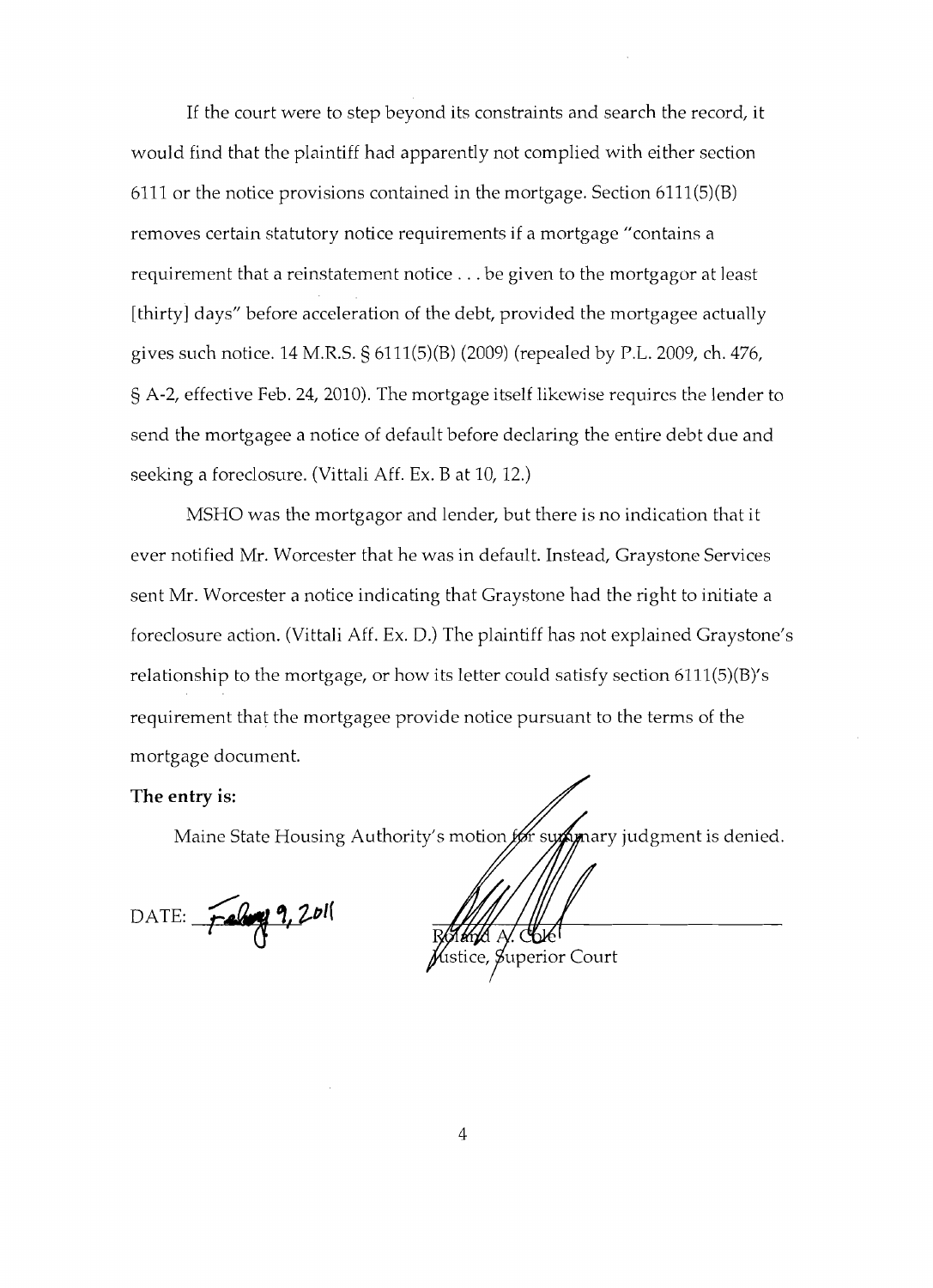If the court were to step beyond its constraints and search the record, it would find that the plaintiff had apparently not complied with either section 6111 or the notice provisions contained in the mortgage. Section 6111(5)(B) removes certain statutory notice requirements if a mortgage "contains a requirement that a reinstatement notice . . . be given to the mortgagor at least [thirty] days" before acceleration of the debt, provided the mortgagee actually gives such notice. 14 M.R.S. § 6111(5)(B) (2009) (repealed by P.L. 2009, ch. 476, § A-2, effective Feb. 24, 2010). The mortgage itself likewise requires the lender to send the mortgagee a notice of default before declaring the entire debt due and seeking a foreclosure. (Vittali Aff. Ex. B at 10, 12.)

MSHO was the mortgagor and lender, but there is no indication that it ever notified Mr. Worcester that he was in default. Instead, Graystone Services sent Mr. Worcester a notice indicating that Graystone had the right to initiate a foreclosure action. (Vittali Aff. Ex. D.) The plaintiff has not explained Graystone's relationship to the mortgage, or how its letter could satisfy section 6111(5)(B)'s requirement that the mortgagee provide notice pursuant to the terms of the mortgage document.

**The entry is:**

Maine State Housing Authority's motion for summary judgment is denied.

DATE: February 9, 2011

Roland A. Cole
Justice, Superior Court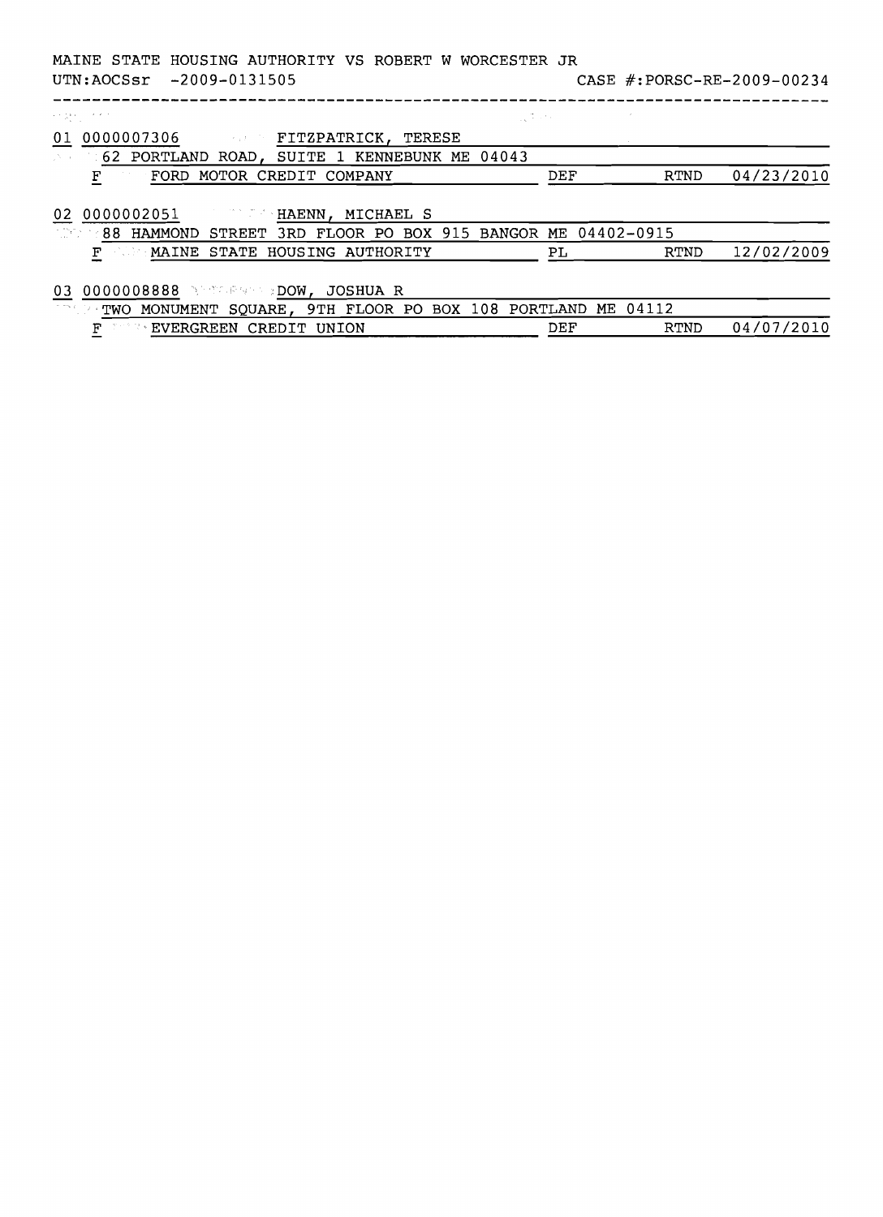MAINE STATE HOUSING AUTHORITY VS ROBERT W WORCESTER JR

UTN:AOCSsr -2009-0131505 CASE #:PORSC-RE-2009-00234

---

01 0000007306 FITZPATRICK, TERESE

62 PORTLAND ROAD, SUITE 1 KENNEBUNK ME 04043

| | | | |
|---|---|---|---|
| F FORD MOTOR CREDIT COMPANY | DEF | RTND | 04/23/2010 |

02 0000002051 HAENN, MICHAEL S

88 HAMMOND STREET 3RD FLOOR PO BOX 915 BANGOR ME 04402-0915

| | | | |
|---|---|---|---|
| F MAINE STATE HOUSING AUTHORITY | PL | RTND | 12/02/2009 |

03 0000008888 DOW, JOSHUA R

TWO MONUMENT SQUARE, 9TH FLOOR PO BOX 108 PORTLAND ME 04112

| | | | |
|---|---|---|---|
| F EVERGREEN CREDIT UNION | DEF | RTND | 04/07/2010 |